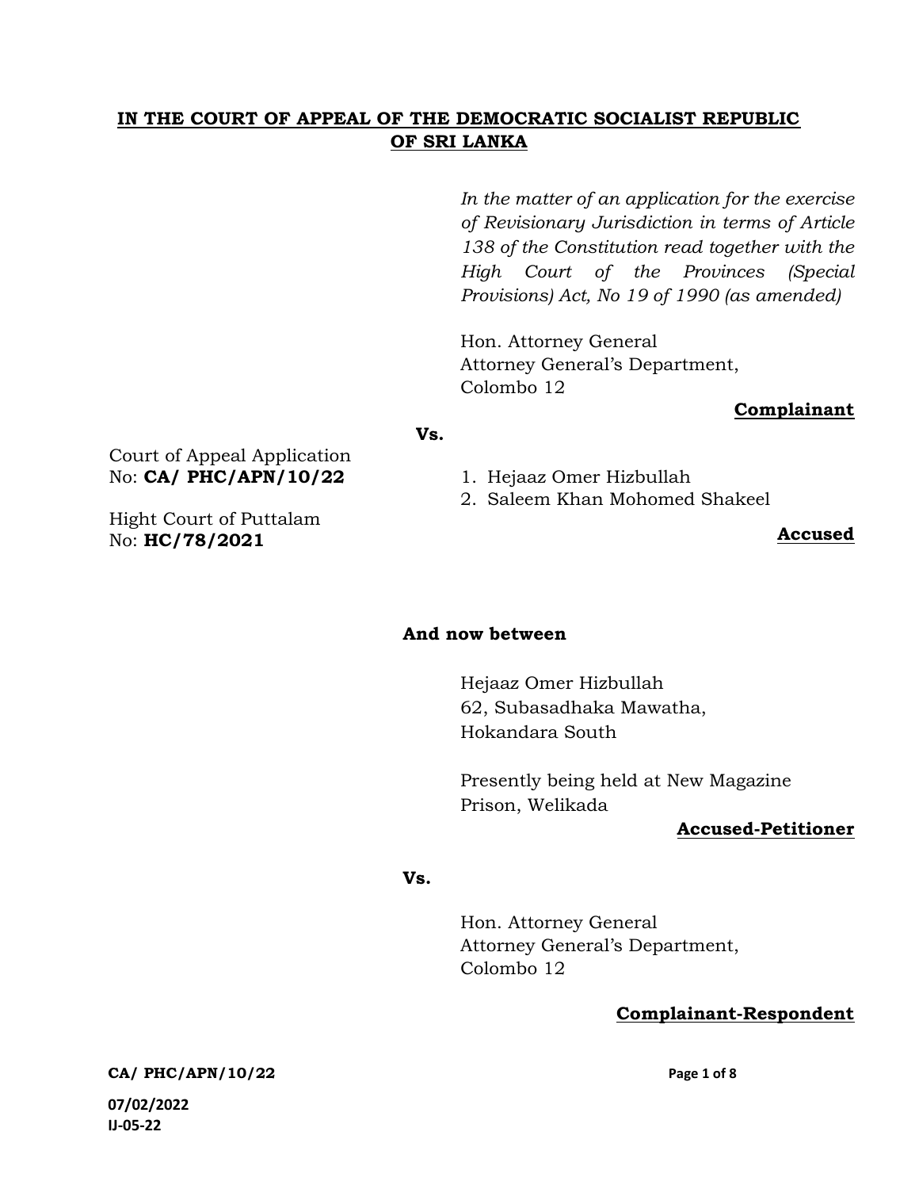# IN THE COURT OF APPEAL OF THE DEMOCRATIC SOCIALIST REPUBLIC OF SRI LANKA

*In the matter of an application for the exercise of Revisionary Jurisdiction in terms of Article 138 of the Constitution read together with the High Court of the Provinces (Special Provisions) Act, No 19 of 1990 (as amended)*

Hon. Attorney General
Attorney General's Department,
Colombo 12

**Complainant**

**Vs.**

Court of Appeal Application
No: **CA/ PHC/APN/10/22**

Hight Court of Puttalam
No: **HC/78/2021**

1. Hejaaz Omer Hizbullah
2. Saleem Khan Mohomed Shakeel

**Accused**

**And now between**

Hejaaz Omer Hizbullah
62, Subasadhaka Mawatha,
Hokandara South

Presently being held at New Magazine Prison, Welikada

**Accused-Petitioner**

**Vs.**

Hon. Attorney General
Attorney General's Department,
Colombo 12

**Complainant-Respondent**

**07/02/2022**
**IJ-05-22**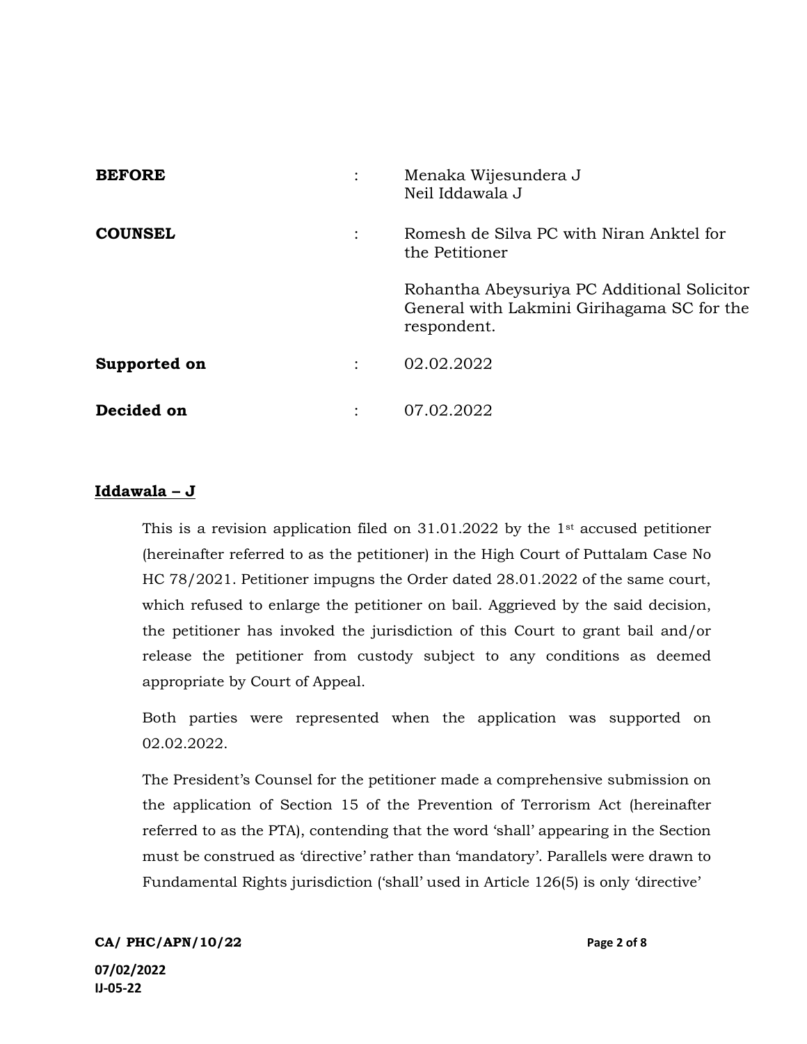| | | |
|---|---|---|
| **BEFORE** | : | Menaka Wijesundera J<br>Neil Iddawala J |
| **COUNSEL** | : | Romesh de Silva PC with Niran Anktel for the Petitioner<br><br>Rohantha Abeysuriya PC Additional Solicitor General with Lakmini Girihagama SC for the respondent. |
| **Supported on** | : | 02.02.2022 |
| **Decided on** | : | 07.02.2022 |

**Iddawala – J**

This is a revision application filed on 31.01.2022 by the 1st accused petitioner (hereinafter referred to as the petitioner) in the High Court of Puttalam Case No HC 78/2021. Petitioner impugns the Order dated 28.01.2022 of the same court, which refused to enlarge the petitioner on bail. Aggrieved by the said decision, the petitioner has invoked the jurisdiction of this Court to grant bail and/or release the petitioner from custody subject to any conditions as deemed appropriate by Court of Appeal.

Both parties were represented when the application was supported on 02.02.2022.

The President's Counsel for the petitioner made a comprehensive submission on the application of Section 15 of the Prevention of Terrorism Act (hereinafter referred to as the PTA), contending that the word 'shall' appearing in the Section must be construed as 'directive' rather than 'mandatory'. Parallels were drawn to Fundamental Rights jurisdiction ('shall' used in Article 126(5) is only 'directive'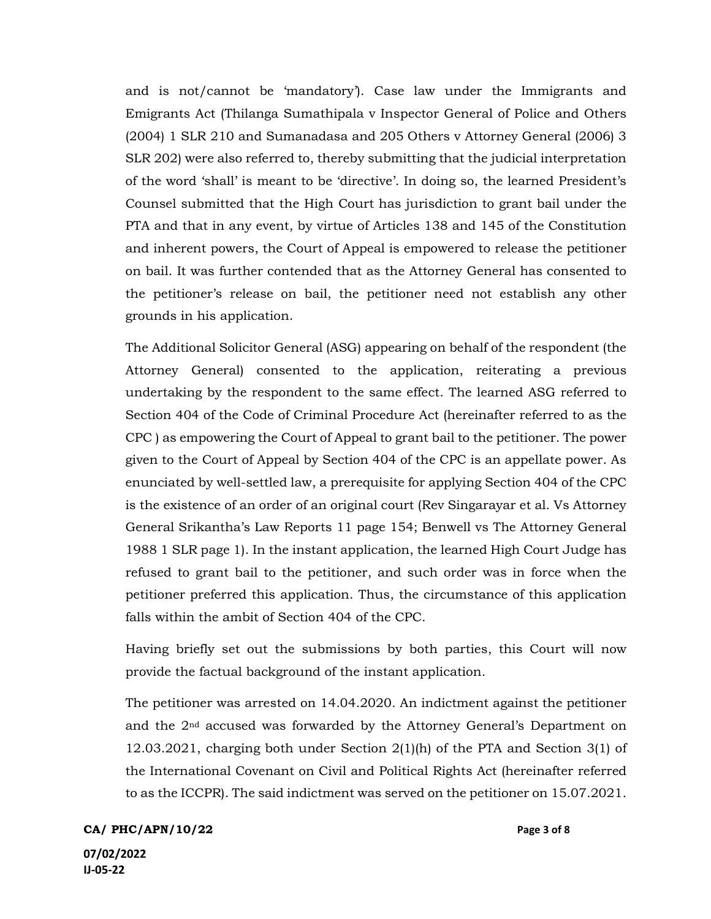and is not/cannot be 'mandatory'). Case law under the Immigrants and Emigrants Act (Thilanga Sumathipala v Inspector General of Police and Others (2004) 1 SLR 210 and Sumanadasa and 205 Others v Attorney General (2006) 3 SLR 202) were also referred to, thereby submitting that the judicial interpretation of the word 'shall' is meant to be 'directive'. In doing so, the learned President's Counsel submitted that the High Court has jurisdiction to grant bail under the PTA and that in any event, by virtue of Articles 138 and 145 of the Constitution and inherent powers, the Court of Appeal is empowered to release the petitioner on bail. It was further contended that as the Attorney General has consented to the petitioner's release on bail, the petitioner need not establish any other grounds in his application.

The Additional Solicitor General (ASG) appearing on behalf of the respondent (the Attorney General) consented to the application, reiterating a previous undertaking by the respondent to the same effect. The learned ASG referred to Section 404 of the Code of Criminal Procedure Act (hereinafter referred to as the CPC ) as empowering the Court of Appeal to grant bail to the petitioner. The power given to the Court of Appeal by Section 404 of the CPC is an appellate power. As enunciated by well-settled law, a prerequisite for applying Section 404 of the CPC is the existence of an order of an original court (Rev Singarayar et al. Vs Attorney General Srikantha's Law Reports 11 page 154; Benwell vs The Attorney General 1988 1 SLR page 1). In the instant application, the learned High Court Judge has refused to grant bail to the petitioner, and such order was in force when the petitioner preferred this application. Thus, the circumstance of this application falls within the ambit of Section 404 of the CPC.

Having briefly set out the submissions by both parties, this Court will now provide the factual background of the instant application.

The petitioner was arrested on 14.04.2020. An indictment against the petitioner and the 2nd accused was forwarded by the Attorney General's Department on 12.03.2021, charging both under Section 2(1)(h) of the PTA and Section 3(1) of the International Covenant on Civil and Political Rights Act (hereinafter referred to as the ICCPR). The said indictment was served on the petitioner on 15.07.2021.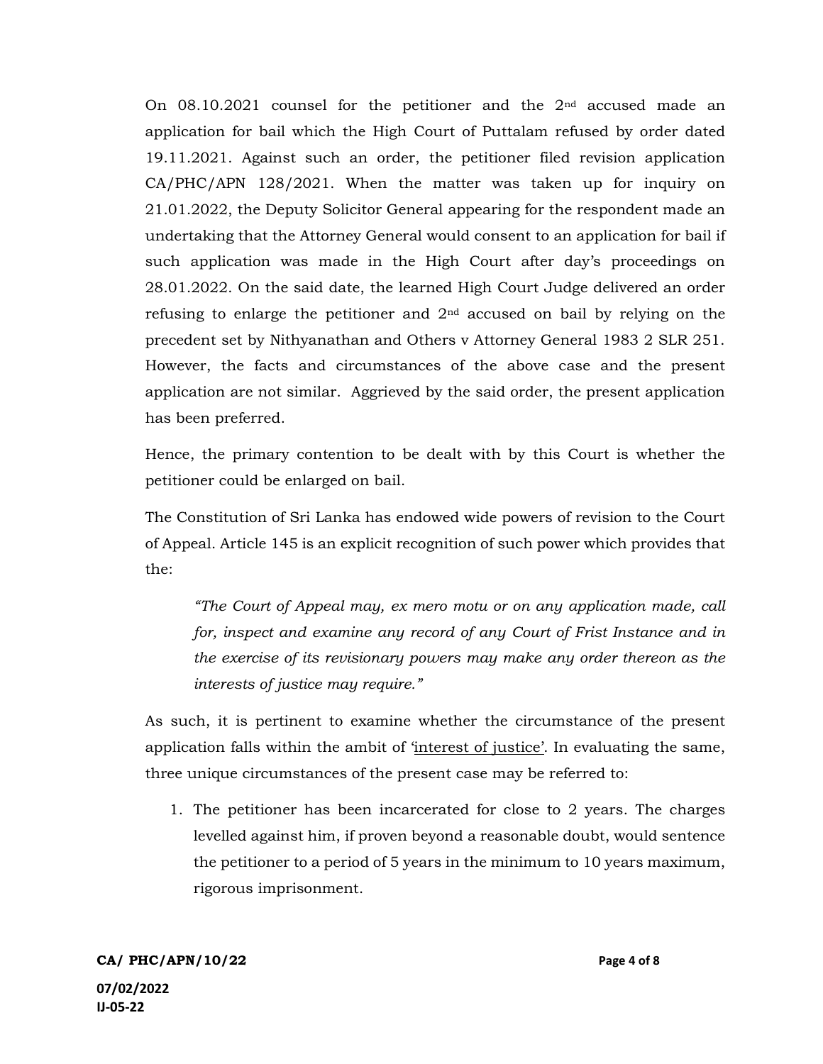On 08.10.2021 counsel for the petitioner and the 2nd accused made an application for bail which the High Court of Puttalam refused by order dated 19.11.2021. Against such an order, the petitioner filed revision application CA/PHC/APN 128/2021. When the matter was taken up for inquiry on 21.01.2022, the Deputy Solicitor General appearing for the respondent made an undertaking that the Attorney General would consent to an application for bail if such application was made in the High Court after day's proceedings on 28.01.2022. On the said date, the learned High Court Judge delivered an order refusing to enlarge the petitioner and 2nd accused on bail by relying on the precedent set by Nithyanathan and Others v Attorney General 1983 2 SLR 251. However, the facts and circumstances of the above case and the present application are not similar. Aggrieved by the said order, the present application has been preferred.

Hence, the primary contention to be dealt with by this Court is whether the petitioner could be enlarged on bail.

The Constitution of Sri Lanka has endowed wide powers of revision to the Court of Appeal. Article 145 is an explicit recognition of such power which provides that the:

> *"The Court of Appeal may, ex mero motu or on any application made, call for, inspect and examine any record of any Court of Frist Instance and in the exercise of its revisionary powers may make any order thereon as the interests of justice may require."*

As such, it is pertinent to examine whether the circumstance of the present application falls within the ambit of 'interest of justice'. In evaluating the same, three unique circumstances of the present case may be referred to:

1. The petitioner has been incarcerated for close to 2 years. The charges levelled against him, if proven beyond a reasonable doubt, would sentence the petitioner to a period of 5 years in the minimum to 10 years maximum, rigorous imprisonment.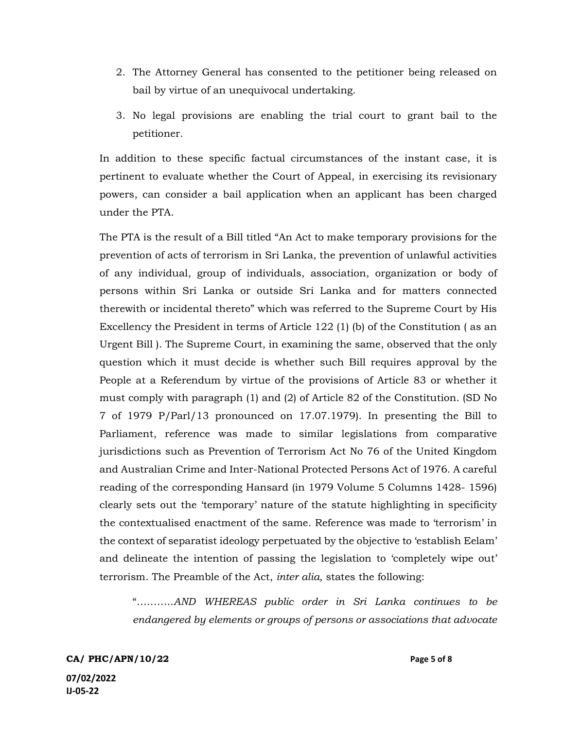2. The Attorney General has consented to the petitioner being released on bail by virtue of an unequivocal undertaking.

3. No legal provisions are enabling the trial court to grant bail to the petitioner.

In addition to these specific factual circumstances of the instant case, it is pertinent to evaluate whether the Court of Appeal, in exercising its revisionary powers, can consider a bail application when an applicant has been charged under the PTA.

The PTA is the result of a Bill titled "An Act to make temporary provisions for the prevention of acts of terrorism in Sri Lanka, the prevention of unlawful activities of any individual, group of individuals, association, organization or body of persons within Sri Lanka or outside Sri Lanka and for matters connected therewith or incidental thereto" which was referred to the Supreme Court by His Excellency the President in terms of Article 122 (1) (b) of the Constitution ( as an Urgent Bill ). The Supreme Court, in examining the same, observed that the only question which it must decide is whether such Bill requires approval by the People at a Referendum by virtue of the provisions of Article 83 or whether it must comply with paragraph (1) and (2) of Article 82 of the Constitution. (SD No 7 of 1979 P/Parl/13 pronounced on 17.07.1979). In presenting the Bill to Parliament, reference was made to similar legislations from comparative jurisdictions such as Prevention of Terrorism Act No 76 of the United Kingdom and Australian Crime and Inter-National Protected Persons Act of 1976. A careful reading of the corresponding Hansard (in 1979 Volume 5 Columns 1428- 1596) clearly sets out the 'temporary' nature of the statute highlighting in specificity the contextualised enactment of the same. Reference was made to 'terrorism' in the context of separatist ideology perpetuated by the objective to 'establish Eelam' and delineate the intention of passing the legislation to 'completely wipe out' terrorism. The Preamble of the Act, *inter alia,* states the following:

> "………..*AND WHEREAS public order in Sri Lanka continues to be endangered by elements or groups of persons or associations that advocate*

CA/ PHC/APN/10/22

07/02/2022
IJ-05-22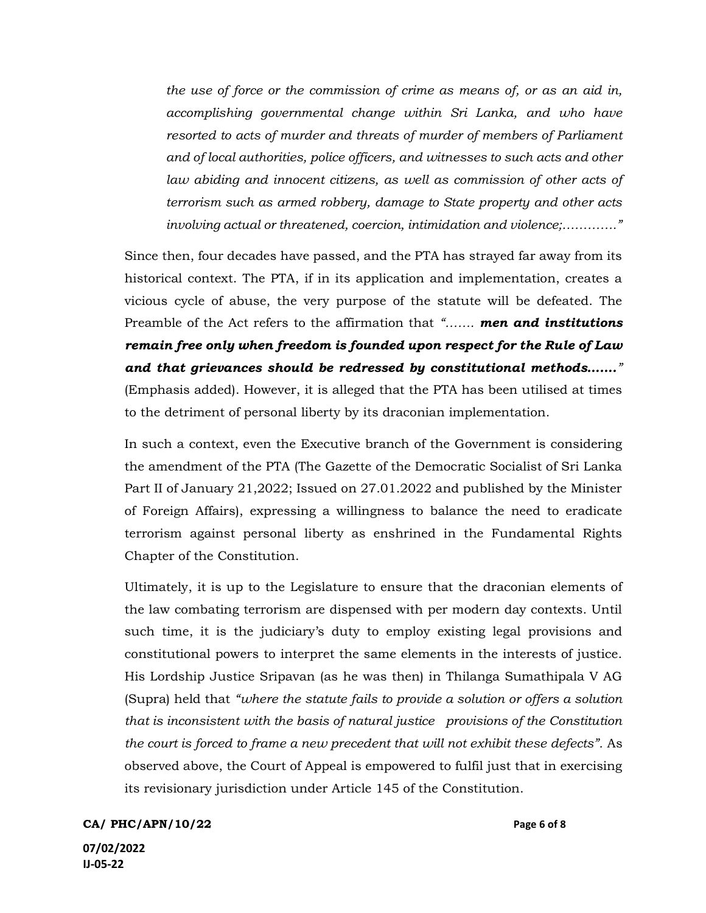*the use of force or the commission of crime as means of, or as an aid in, accomplishing governmental change within Sri Lanka, and who have resorted to acts of murder and threats of murder of members of Parliament and of local authorities, police officers, and witnesses to such acts and other law abiding and innocent citizens, as well as commission of other acts of terrorism such as armed robbery, damage to State property and other acts involving actual or threatened, coercion, intimidation and violence;…………"*

Since then, four decades have passed, and the PTA has strayed far away from its historical context. The PTA, if in its application and implementation, creates a vicious cycle of abuse, the very purpose of the statute will be defeated. The Preamble of the Act refers to the affirmation that *"……. **men and institutions remain free only when freedom is founded upon respect for the Rule of Law and that grievances should be redressed by constitutional methods…….**"* (Emphasis added). However, it is alleged that the PTA has been utilised at times to the detriment of personal liberty by its draconian implementation.

In such a context, even the Executive branch of the Government is considering the amendment of the PTA (The Gazette of the Democratic Socialist of Sri Lanka Part II of January 21,2022; Issued on 27.01.2022 and published by the Minister of Foreign Affairs), expressing a willingness to balance the need to eradicate terrorism against personal liberty as enshrined in the Fundamental Rights Chapter of the Constitution.

Ultimately, it is up to the Legislature to ensure that the draconian elements of the law combating terrorism are dispensed with per modern day contexts. Until such time, it is the judiciary's duty to employ existing legal provisions and constitutional powers to interpret the same elements in the interests of justice. His Lordship Justice Sripavan (as he was then) in Thilanga Sumathipala V AG (Supra) held that *"where the statute fails to provide a solution or offers a solution that is inconsistent with the basis of natural justice provisions of the Constitution the court is forced to frame a new precedent that will not exhibit these defects"*. As observed above, the Court of Appeal is empowered to fulfil just that in exercising its revisionary jurisdiction under Article 145 of the Constitution.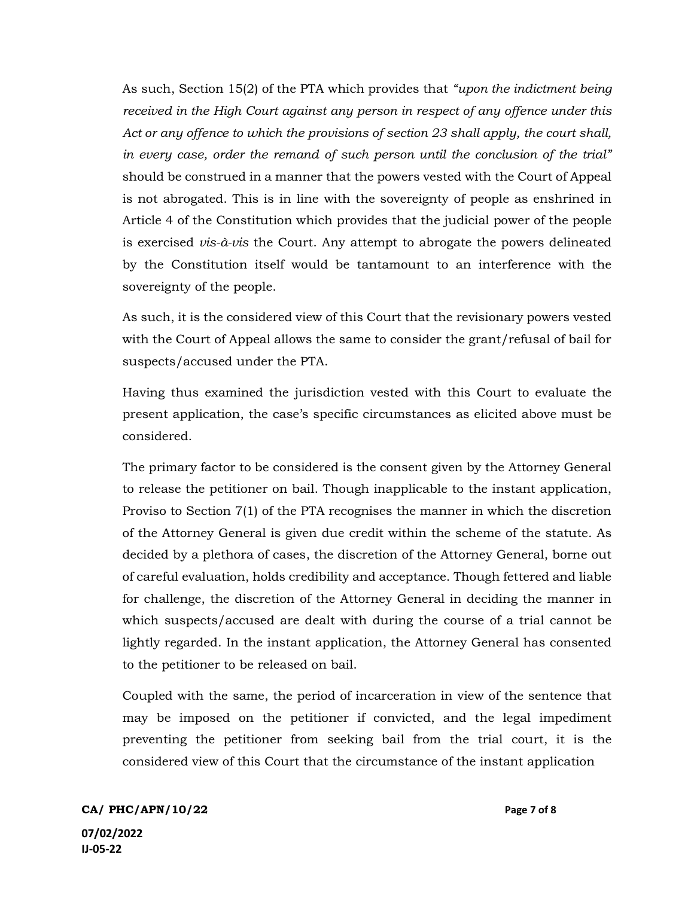As such, Section 15(2) of the PTA which provides that *"upon the indictment being received in the High Court against any person in respect of any offence under this Act or any offence to which the provisions of section 23 shall apply, the court shall, in every case, order the remand of such person until the conclusion of the trial"* should be construed in a manner that the powers vested with the Court of Appeal is not abrogated. This is in line with the sovereignty of people as enshrined in Article 4 of the Constitution which provides that the judicial power of the people is exercised *vis-à-vis* the Court. Any attempt to abrogate the powers delineated by the Constitution itself would be tantamount to an interference with the sovereignty of the people.

As such, it is the considered view of this Court that the revisionary powers vested with the Court of Appeal allows the same to consider the grant/refusal of bail for suspects/accused under the PTA.

Having thus examined the jurisdiction vested with this Court to evaluate the present application, the case's specific circumstances as elicited above must be considered.

The primary factor to be considered is the consent given by the Attorney General to release the petitioner on bail. Though inapplicable to the instant application, Proviso to Section 7(1) of the PTA recognises the manner in which the discretion of the Attorney General is given due credit within the scheme of the statute. As decided by a plethora of cases, the discretion of the Attorney General, borne out of careful evaluation, holds credibility and acceptance. Though fettered and liable for challenge, the discretion of the Attorney General in deciding the manner in which suspects/accused are dealt with during the course of a trial cannot be lightly regarded. In the instant application, the Attorney General has consented to the petitioner to be released on bail.

Coupled with the same, the period of incarceration in view of the sentence that may be imposed on the petitioner if convicted, and the legal impediment preventing the petitioner from seeking bail from the trial court, it is the considered view of this Court that the circumstance of the instant application

**CA/ PHC/APN/10/22**

**07/02/2022**
**IJ-05-22**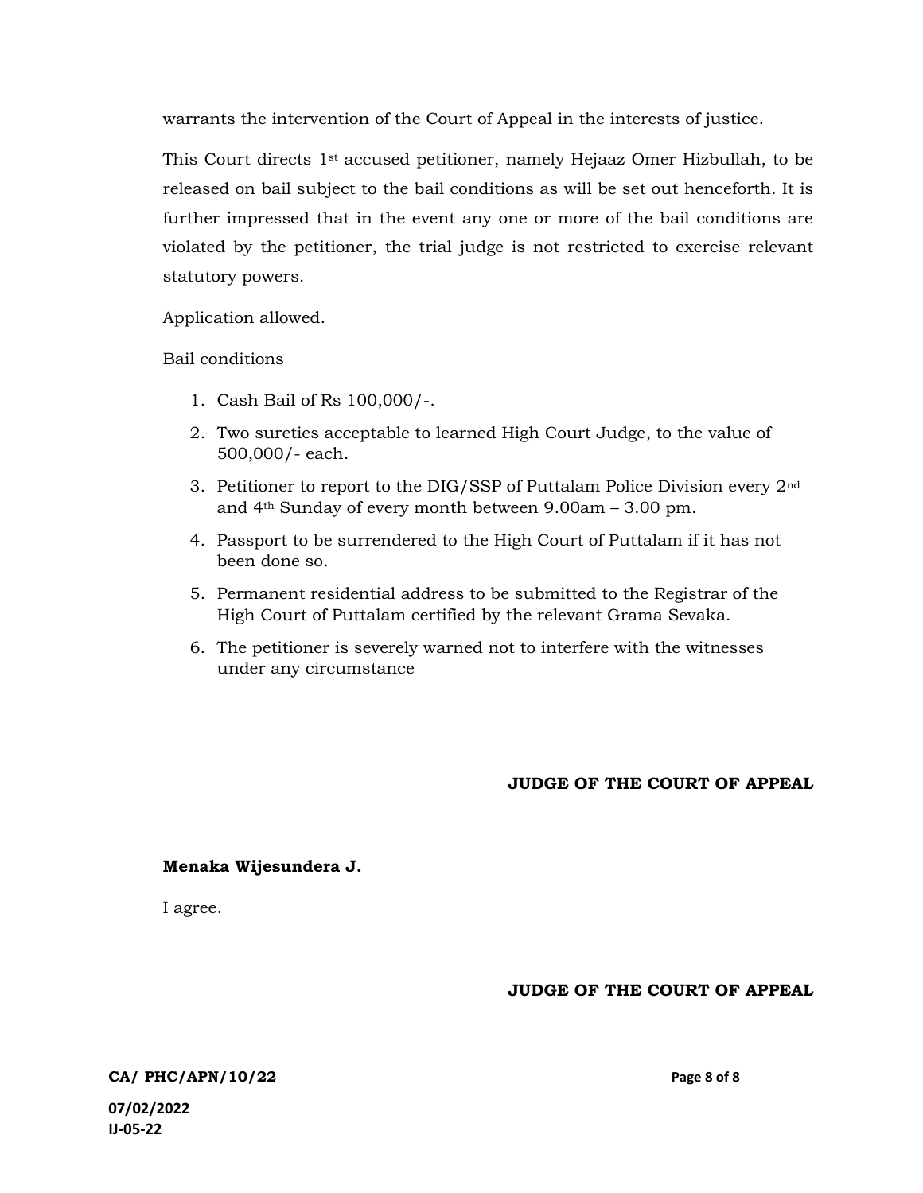warrants the intervention of the Court of Appeal in the interests of justice.

This Court directs 1st accused petitioner, namely Hejaaz Omer Hizbullah, to be released on bail subject to the bail conditions as will be set out henceforth. It is further impressed that in the event any one or more of the bail conditions are violated by the petitioner, the trial judge is not restricted to exercise relevant statutory powers.

Application allowed.

<u>Bail conditions</u>

1. Cash Bail of Rs 100,000/-.
2. Two sureties acceptable to learned High Court Judge, to the value of 500,000/- each.
3. Petitioner to report to the DIG/SSP of Puttalam Police Division every 2nd and 4th Sunday of every month between 9.00am – 3.00 pm.
4. Passport to be surrendered to the High Court of Puttalam if it has not been done so.
5. Permanent residential address to be submitted to the Registrar of the High Court of Puttalam certified by the relevant Grama Sevaka.
6. The petitioner is severely warned not to interfere with the witnesses under any circumstance

**JUDGE OF THE COURT OF APPEAL**

**Menaka Wijesundera J.**

I agree.

**JUDGE OF THE COURT OF APPEAL**

**CA/ PHC/APN/10/22**

**07/02/2022**
**IJ-05-22**